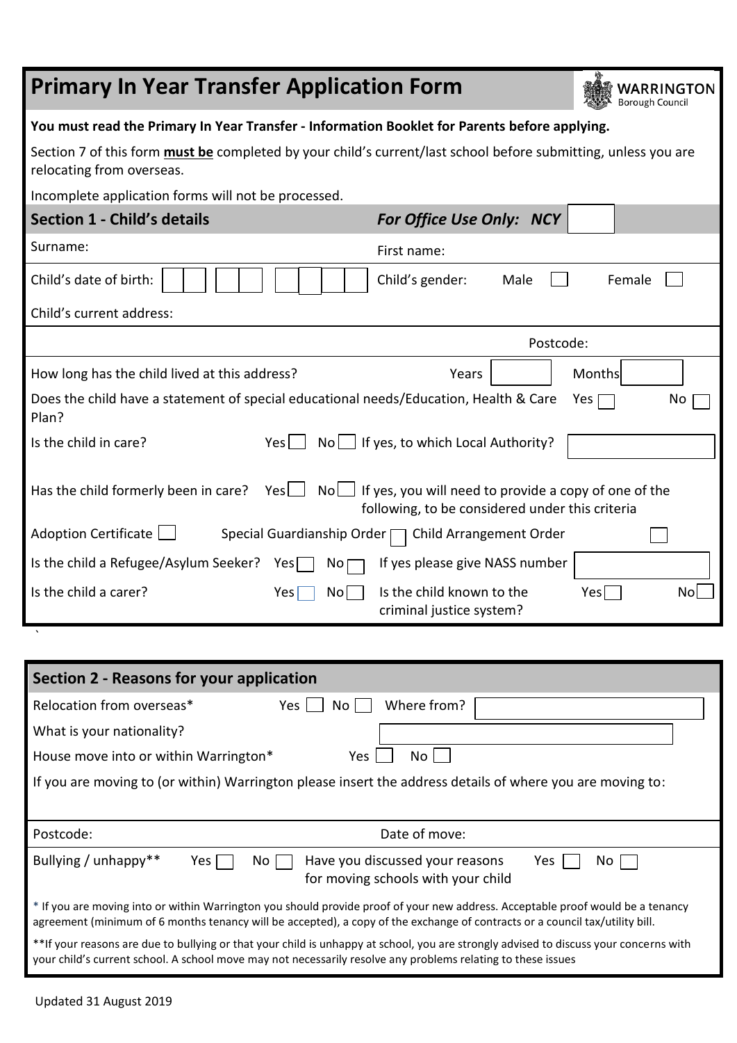# Primary In Year Transfer Application Form

WARRINGTON Borough Council

**You must read the Primary In Year Transfer - Information Booklet for Parents before applying.**

Section 7 of this form **must be** completed by your child's current/last school before submitting, unless you are relocating from overseas.

Incomplete application forms will not be processed.

## Section 1 - Child's details

***For Office Use Only: NCY*** ☐

Surname: First name:

Child's date of birth: ☐☐ ☐☐ ☐☐☐☐ Child's gender: Male ☐ Female ☐

Child's current address:

Postcode:

How long has the child lived at this address? Years ☐ Months ☐

Does the child have a statement of special educational needs/Education, Health & Care Plan? Yes ☐ No ☐

Is the child in care? Yes ☐ No ☐ If yes, to which Local Authority? ☐

Has the child formerly been in care? Yes ☐ No ☐ If yes, you will need to provide a copy of one of the following, to be considered under this criteria

Adoption Certificate ☐ Special Guardianship Order ☐ Child Arrangement Order ☐

Is the child a Refugee/Asylum Seeker? Yes ☐ No ☐ If yes please give NASS number ☐

Is the child a carer? Yes ☐ No ☐ Is the child known to the criminal justice system? Yes ☐ No ☐

## Section 2 - Reasons for your application

Relocation from overseas* Yes ☐ No ☐ Where from? ☐

What is your nationality? ☐

House move into or within Warrington* Yes ☐ No ☐

If you are moving to (or within) Warrington please insert the address details of where you are moving to:

Postcode: Date of move:

Bullying / unhappy** Yes ☐ No ☐ Have you discussed your reasons for moving schools with your child Yes ☐ No ☐

* If you are moving into or within Warrington you should provide proof of your new address. Acceptable proof would be a tenancy agreement (minimum of 6 months tenancy will be accepted), a copy of the exchange of contracts or a council tax/utility bill.

**If your reasons are due to bullying or that your child is unhappy at school, you are strongly advised to discuss your concerns with your child's current school. A school move may not necessarily resolve any problems relating to these issues

Updated 31 August 2019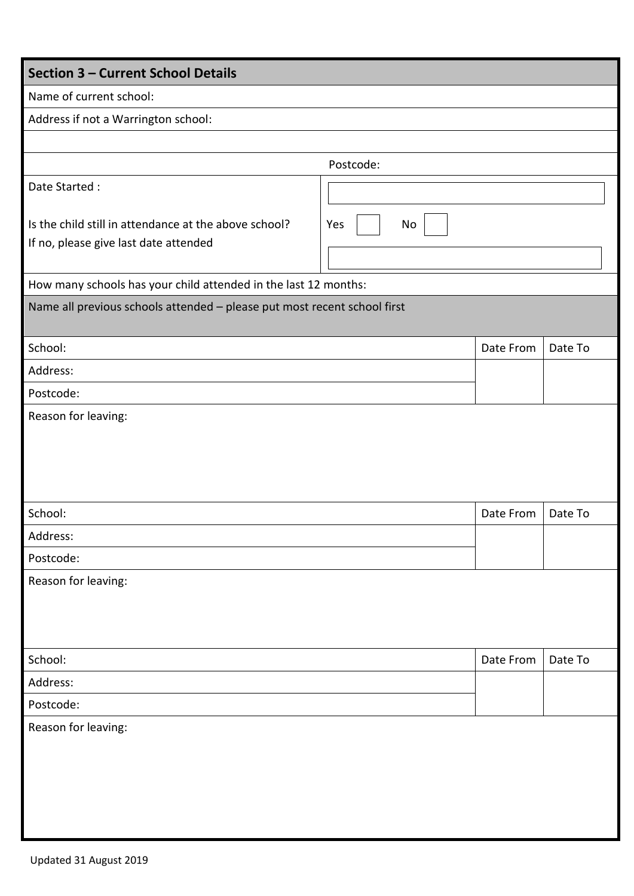## Section 3 – Current School Details

Name of current school:

Address if not a Warrington school:

Postcode:

| Date Started : | |
|---|---|
| Is the child still in attendance at the above school? If no, please give last date attended | Yes ☐ No ☐ |

How many schools has your child attended in the last 12 months:

**Name all previous schools attended – please put most recent school first**

| School: | Date From | Date To |
|---|---|---|
| Address: | | |
| Postcode: | | |
| Reason for leaving: | | |

| School: | Date From | Date To |
|---|---|---|
| Address: | | |
| Postcode: | | |
| Reason for leaving: | | |

| School: | Date From | Date To |
|---|---|---|
| Address: | | |
| Postcode: | | |
| Reason for leaving: | | |

Updated 31 August 2019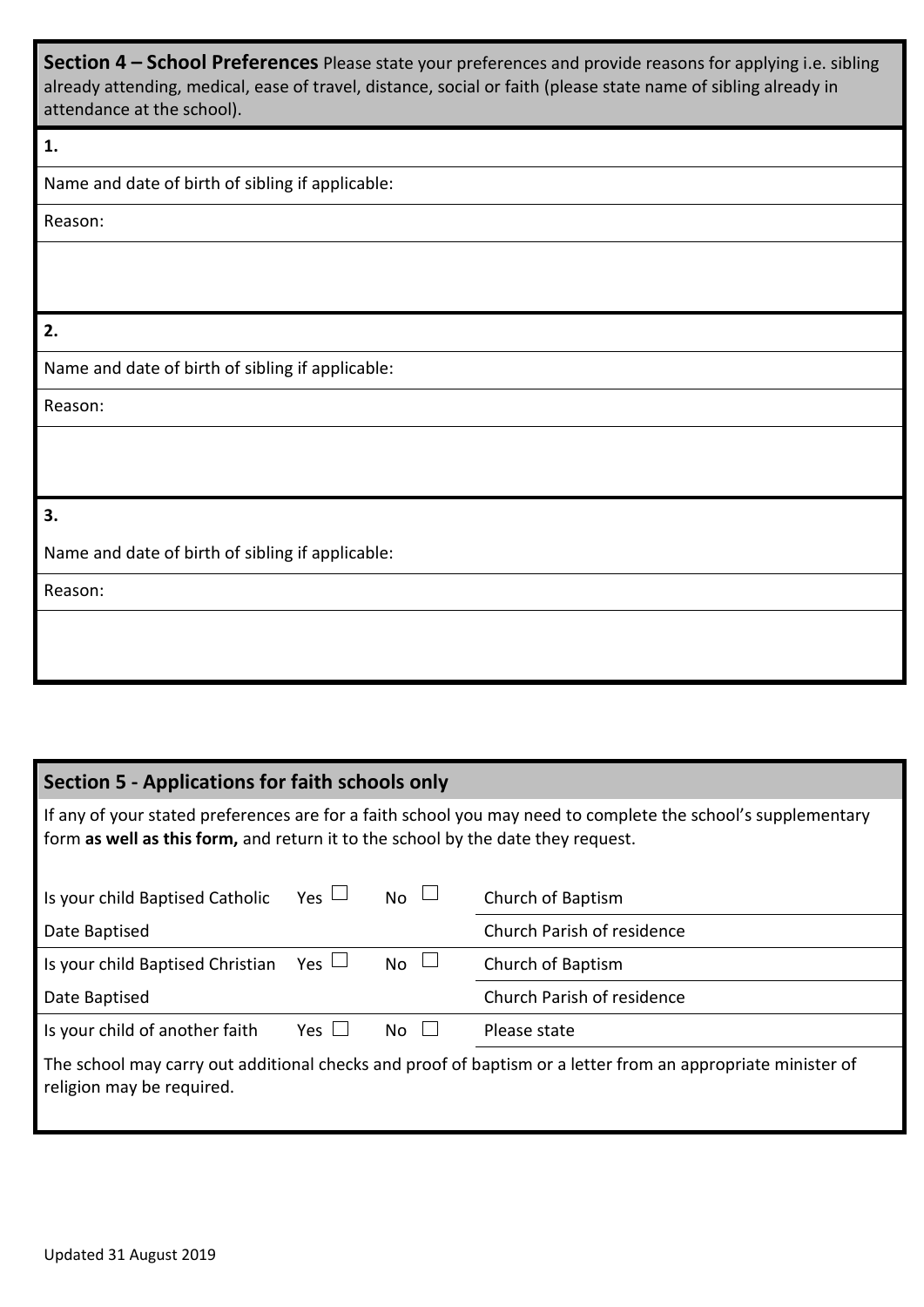**Section 4 – School Preferences** Please state your preferences and provide reasons for applying i.e. sibling already attending, medical, ease of travel, distance, social or faith (please state name of sibling already in attendance at the school).

**1.**

Name and date of birth of sibling if applicable:

Reason:

**2.**

Name and date of birth of sibling if applicable:

Reason:

**3.**

Name and date of birth of sibling if applicable:

Reason:

## Section 5 - Applications for faith schools only

If any of your stated preferences are for a faith school you may need to complete the school's supplementary form **as well as this form,** and return it to the school by the date they request.

| | | | |
|---|---|---|---|
| Is your child Baptised Catholic | Yes ☐ | No ☐ | Church of Baptism |
| Date Baptised | | | Church Parish of residence |
| Is your child Baptised Christian | Yes ☐ | No ☐ | Church of Baptism |
| Date Baptised | | | Church Parish of residence |
| Is your child of another faith | Yes ☐ | No ☐ | Please state |

The school may carry out additional checks and proof of baptism or a letter from an appropriate minister of religion may be required.

Updated 31 August 2019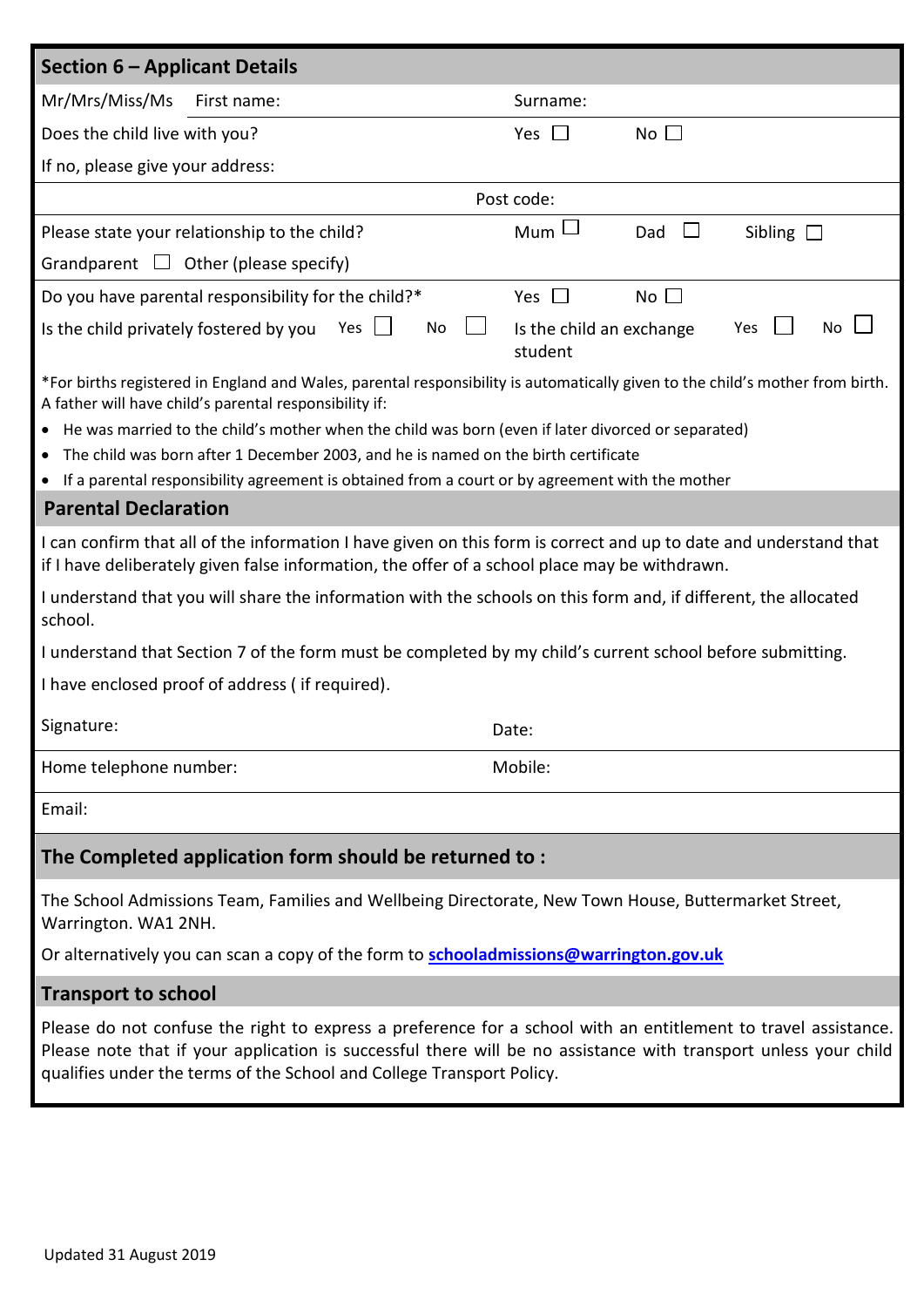## Section 6 – Applicant Details

| Mr/Mrs/Miss/Ms | First name: | Surname: | | |
|---|---|---|---|---|
| Does the child live with you? | | Yes ☐ | No ☐ | |
| If no, please give your address: | | | | |
| | | Post code: | | |
| Please state your relationship to the child? | | Mum ☐ | Dad ☐ | Sibling ☐ |
| Grandparent ☐ | Other (please specify) | | | |
| Do you have parental responsibility for the child?* | | Yes ☐ | No ☐ | |
| Is the child privately fostered by you | Yes ☐ No ☐ | Is the child an exchange student | Yes ☐ | No ☐ |

*For births registered in England and Wales, parental responsibility is automatically given to the child's mother from birth. A father will have child's parental responsibility if:

- He was married to the child's mother when the child was born (even if later divorced or separated)
- The child was born after 1 December 2003, and he is named on the birth certificate
- If a parental responsibility agreement is obtained from a court or by agreement with the mother

## Parental Declaration

I can confirm that all of the information I have given on this form is correct and up to date and understand that if I have deliberately given false information, the offer of a school place may be withdrawn.

I understand that you will share the information with the schools on this form and, if different, the allocated school.

I understand that Section 7 of the form must be completed by my child's current school before submitting.

I have enclosed proof of address ( if required).

| Signature: | Date: |
|---|---|
| Home telephone number: | Mobile: |
| Email: | |

## The Completed application form should be returned to :

The School Admissions Team, Families and Wellbeing Directorate, New Town House, Buttermarket Street, Warrington. WA1 2NH.

Or alternatively you can scan a copy of the form to **schooladmissions@warrington.gov.uk**

## Transport to school

Please do not confuse the right to express a preference for a school with an entitlement to travel assistance. Please note that if your application is successful there will be no assistance with transport unless your child qualifies under the terms of the School and College Transport Policy.

Updated 31 August 2019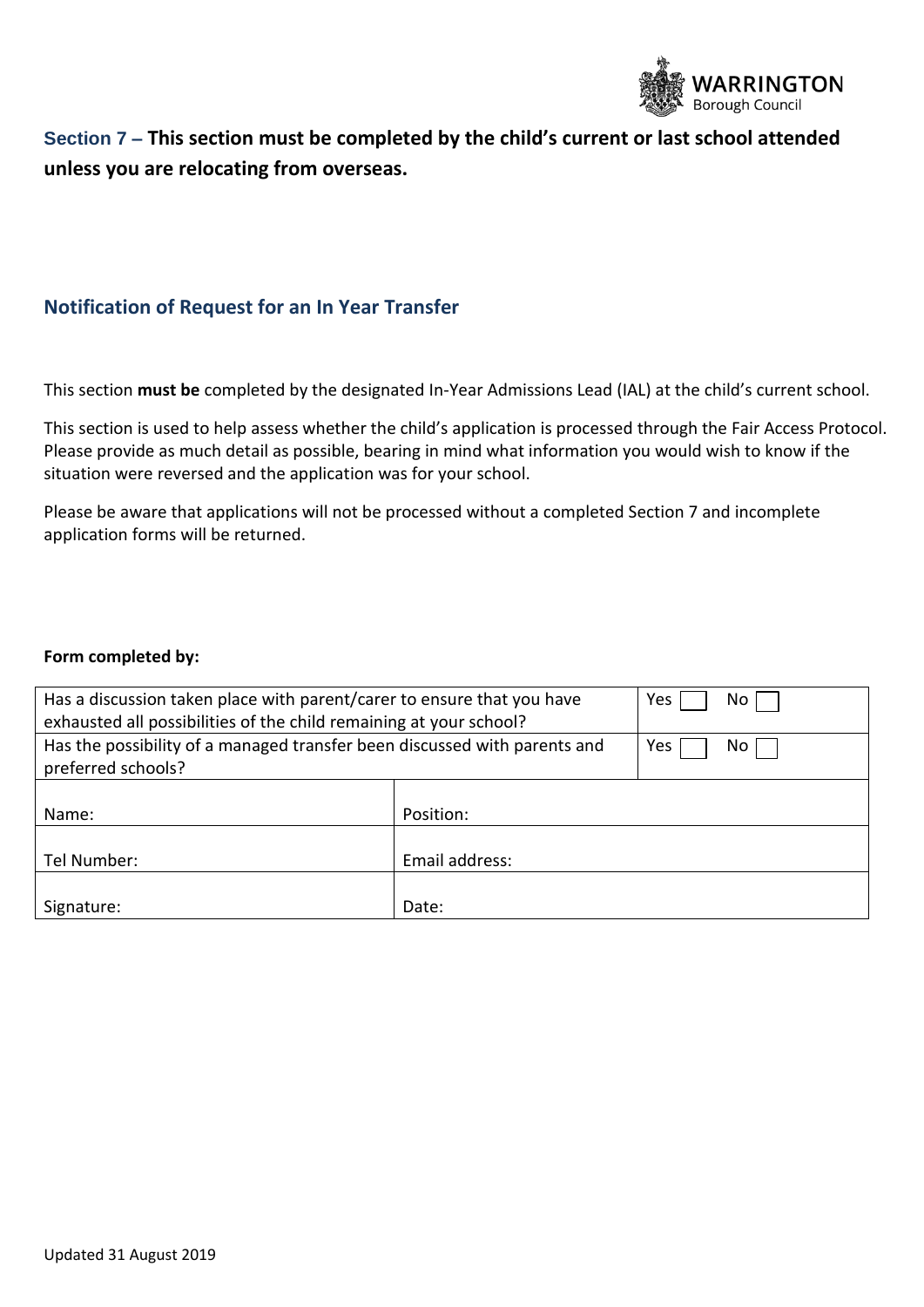## Section 7 – This section must be completed by the child's current or last school attended unless you are relocating from overseas.

### Notification of Request for an In Year Transfer

This section **must be** completed by the designated In-Year Admissions Lead (IAL) at the child's current school.

This section is used to help assess whether the child's application is processed through the Fair Access Protocol. Please provide as much detail as possible, bearing in mind what information you would wish to know if the situation were reversed and the application was for your school.

Please be aware that applications will not be processed without a completed Section 7 and incomplete application forms will be returned.

**Form completed by:**

| | | |
|---|---|---|
| Has a discussion taken place with parent/carer to ensure that you have exhausted all possibilities of the child remaining at your school? | | Yes ☐ No ☐ |
| Has the possibility of a managed transfer been discussed with parents and preferred schools? | | Yes ☐ No ☐ |
| Name: | Position: | |
| Tel Number: | Email address: | |
| Signature: | Date: | |

Updated 31 August 2019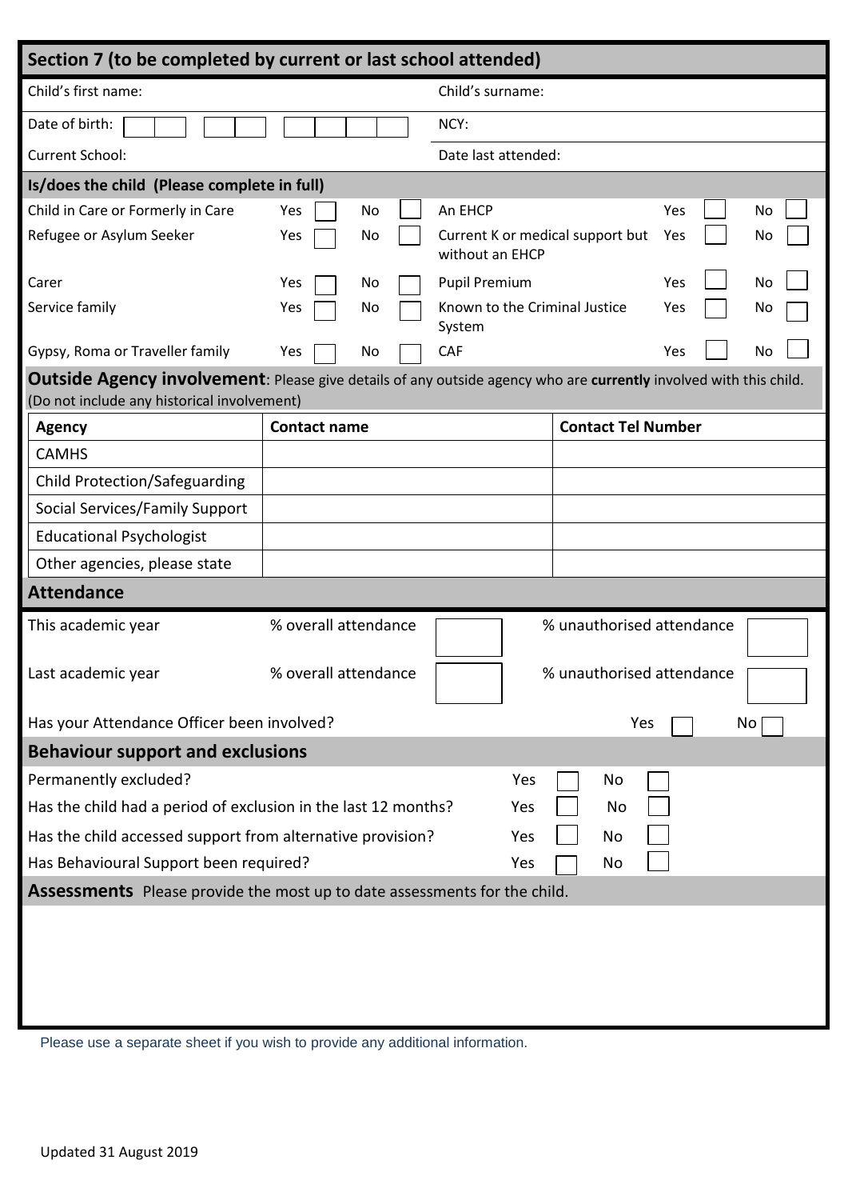## Section 7 (to be completed by current or last school attended)

| | |
|---|---|
| Child's first name: | Child's surname: |
| Date of birth: | NCY: |
| Current School: | Date last attended: |

### Is/does the child (Please complete in full)

| | | | | | |
|---|---|---|---|---|---|
| Child in Care or Formerly in Care | Yes ☐ | No ☐ | An EHCP | Yes ☐ | No ☐ |
| Refugee or Asylum Seeker | Yes ☐ | No ☐ | Current K or medical support but without an EHCP | Yes ☐ | No ☐ |
| Carer | Yes ☐ | No ☐ | Pupil Premium | Yes ☐ | No ☐ |
| Service family | Yes ☐ | No ☐ | Known to the Criminal Justice System | Yes ☐ | No ☐ |
| Gypsy, Roma or Traveller family | Yes ☐ | No ☐ | CAF | Yes ☐ | No ☐ |

**Outside Agency involvement**: Please give details of any outside agency who are **currently** involved with this child. (Do not include any historical involvement)

| Agency | Contact name | Contact Tel Number |
|---|---|---|
| CAMHS | | |
| Child Protection/Safeguarding | | |
| Social Services/Family Support | | |
| Educational Psychologist | | |
| Other agencies, please state | | |

### Attendance

| | | | | |
|---|---|---|---|---|
| This academic year | % overall attendance | | % unauthorised attendance | |
| Last academic year | % overall attendance | | % unauthorised attendance | |

Has your Attendance Officer been involved? Yes ☐ No ☐

### Behaviour support and exclusions

| | | |
|---|---|---|
| Permanently excluded? | Yes ☐ | No ☐ |
| Has the child had a period of exclusion in the last 12 months? | Yes ☐ | No ☐ |
| Has the child accessed support from alternative provision? | Yes ☐ | No ☐ |
| Has Behavioural Support been required? | Yes ☐ | No ☐ |

**Assessments** Please provide the most up to date assessments for the child.

Please use a separate sheet if you wish to provide any additional information.

Updated 31 August 2019